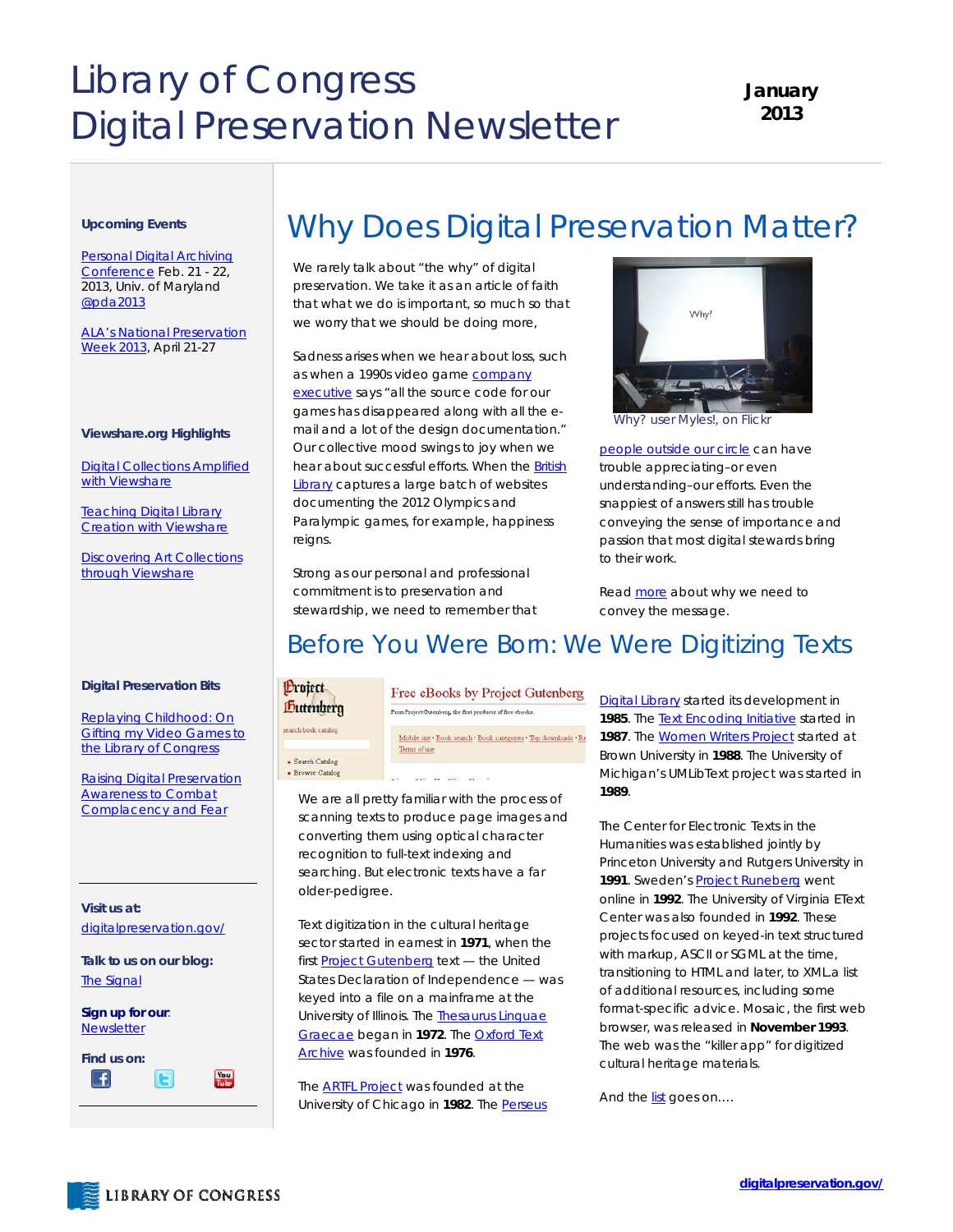# Library of Congress Digital Preservation Newsletter

**January 2013**

**Upcoming Events**

Personal Digital Archiving Conference Feb. 21 - 22, 2013, Univ. of Maryland @pda2013

ALA's National Preservation Week 2013, April 21-27

**Viewshare.org Highlights**

Digital Collections Amplified with Viewshare

Teaching Digital Library Creation with Viewshare

Discovering Art Collections through Viewshare

**Digital Preservation Bits**

Replaying Childhood: On Gifting my Video Games to the Library of Congress

Raising Digital Preservation Awareness to Combat Complacency and Fear

**Visit us at:** digitalpreservation.gov/

**Talk to us on our blog:** The Signal

**Sign up for our:** Newsletter

**Find us on:**

## Why Does Digital Preservation Matter?

We rarely talk about "the why" of digital preservation. We take it as an article of faith that what we do is important, so much so that we worry that we should be doing more,

Sadness arises when we hear about loss, such as when a 1990s video game company executive says "all the source code for our games has disappeared along with all the e-mail and a lot of the design documentation." Our collective mood swings to joy when we hear about successful efforts. When the British Library captures a large batch of websites documenting the 2012 Olympics and Paralympic games, for example, happiness reigns.

Strong as our personal and professional commitment is to preservation and stewardship, we need to remember that people outside our circle can have trouble appreciating–or even understanding–our efforts. Even the snappiest of answers still has trouble conveying the sense of importance and passion that most digital stewards bring to their work.

Why? user Myles!, on Flickr

Read more about why we need to convey the message.

## Before You Were Born: We Were Digitizing Texts

We are all pretty familiar with the process of scanning texts to produce page images and converting them using optical character recognition to full-text indexing and searching. But electronic texts have a far older-pedigree.

Text digitization in the cultural heritage sector started in earnest in **1971**, when the first Project Gutenberg text — the United States Declaration of Independence — was keyed into a file on a mainframe at the University of Illinois. The Thesaurus Linguae Graecae began in **1972**. The Oxford Text Archive was founded in **1976**.

The ARTFL Project was founded at the University of Chicago in **1982**. The Perseus Digital Library started its development in **1985**. The Text Encoding Initiative started in **1987**. The Women Writers Project started at Brown University in **1988**. The University of Michigan's UMLibText project was started in **1989**.

The Center for Electronic Texts in the Humanities was established jointly by Princeton University and Rutgers University in **1991**. Sweden's Project Runeberg went online in **1992**. The University of Virginia EText Center was also founded in **1992**. These projects focused on keyed-in text structured with markup, ASCII or SGML at the time, transitioning to HTML and later, to XML.a list of additional resources, including some format-specific advice. Mosaic, the first web browser, was released in **November 1993**. The web was the "killer app" for digitized cultural heritage materials.

And the list goes on....

LIBRARY OF CONGRESS

digitalpreservation.gov/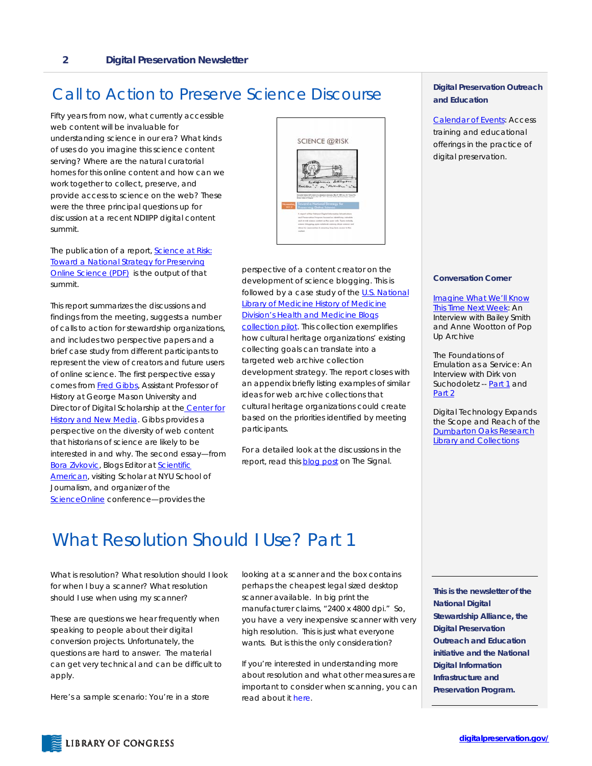# Call to Action to Preserve Science Discourse

Fifty years from now, what currently accessible web content will be invaluable for understanding science in our era? What kinds of uses do you imagine this science content serving? Where are the natural curatorial homes for this online content and how can we work together to collect, preserve, and provide access to science on the web? These were the three principal questions up for discussion at a recent NDIIPP digital content summit.

The publication of a report, Science at Risk: Toward a National Strategy for Preserving Online Science (PDF) is the output of that summit.

This report summarizes the discussions and findings from the meeting, suggests a number of calls to action for stewardship organizations, and includes two perspective papers and a brief case study from different participants to represent the view of creators and future users of online science. The first perspective essay comes from Fred Gibbs, Assistant Professor of History at George Mason University and Director of Digital Scholarship at the Center for History and New Media. Gibbs provides a perspective on the diversity of web content that historians of science are likely to be interested in and why. The second essay—from Bora Zivkovic, Blogs Editor at Scientific American, visiting Scholar at NYU School of Journalism, and organizer of the ScienceOnline conference—provides the perspective of a content creator on the development of science blogging. This is followed by a case study of the U.S. National Library of Medicine History of Medicine Division's Health and Medicine Blogs collection pilot. This collection exemplifies how cultural heritage organizations' existing collecting goals can translate into a targeted web archive collection development strategy. The report closes with an appendix briefly listing examples of similar ideas for web archive collections that cultural heritage organizations could create based on the priorities identified by meeting participants.

For a detailed look at the discussions in the report, read this blog post on The Signal.

# What Resolution Should I Use? Part 1

What is resolution? What resolution should I look for when I buy a scanner? What resolution should I use when using my scanner?

These are questions we hear frequently when speaking to people about their digital conversion projects. Unfortunately, the questions are hard to answer. The material can get very technical and can be difficult to apply.

Here's a sample scenario: You're in a store looking at a scanner and the box contains perhaps the cheapest legal sized desktop scanner available. In big print the manufacturer claims, "2400 x 4800 dpi." So, you have a very inexpensive scanner with very high resolution. This is just what everyone wants. But is this the only consideration?

If you're interested in understanding more about resolution and what other measures are important to consider when scanning, you can read about it here.

**Digital Preservation Outreach and Education**

Calendar of Events: Access training and educational offerings in the practice of digital preservation.

**Conversation Corner**

Imagine What We'll Know This Time Next Week: An Interview with Bailey Smith and Anne Wootton of Pop Up Archive

The Foundations of Emulation as a Service: An Interview with Dirk von Suchodoletz -- Part 1 and Part 2

Digital Technology Expands the Scope and Reach of the Dumbarton Oaks Research Library and Collections

**This is the newsletter of the National Digital Stewardship Alliance, the Digital Preservation Outreach and Education initiative and the National Digital Information Infrastructure and Preservation Program.**

LIBRARY OF CONGRESS

digitalpreservation.gov/